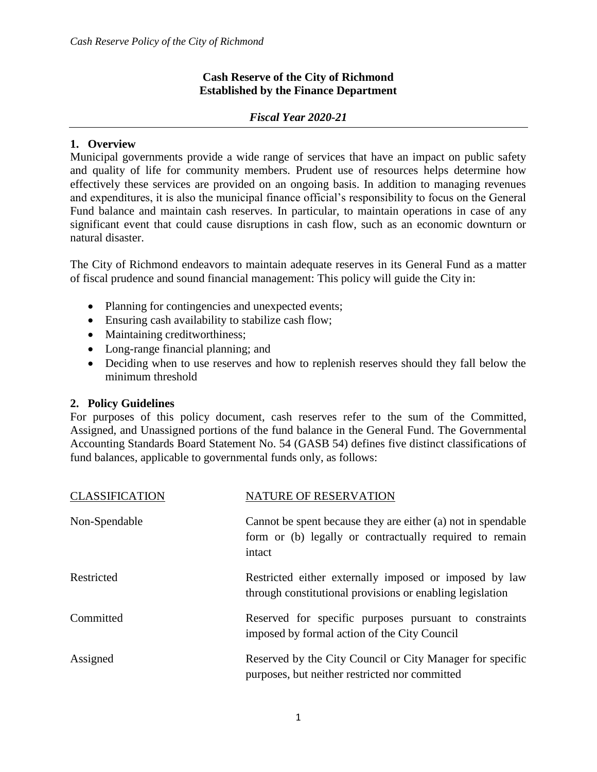**Cash Reserve of the City of Richmond**
**Established by the Finance Department**

***Fiscal Year 2020-21***

## 1. Overview

Municipal governments provide a wide range of services that have an impact on public safety and quality of life for community members. Prudent use of resources helps determine how effectively these services are provided on an ongoing basis. In addition to managing revenues and expenditures, it is also the municipal finance official's responsibility to focus on the General Fund balance and maintain cash reserves. In particular, to maintain operations in case of any significant event that could cause disruptions in cash flow, such as an economic downturn or natural disaster.

The City of Richmond endeavors to maintain adequate reserves in its General Fund as a matter of fiscal prudence and sound financial management: This policy will guide the City in:

- Planning for contingencies and unexpected events;
- Ensuring cash availability to stabilize cash flow;
- Maintaining creditworthiness;
- Long-range financial planning; and
- Deciding when to use reserves and how to replenish reserves should they fall below the minimum threshold

## 2. Policy Guidelines

For purposes of this policy document, cash reserves refer to the sum of the Committed, Assigned, and Unassigned portions of the fund balance in the General Fund. The Governmental Accounting Standards Board Statement No. 54 (GASB 54) defines five distinct classifications of fund balances, applicable to governmental funds only, as follows:

| CLASSIFICATION | NATURE OF RESERVATION |
|---|---|
| Non-Spendable | Cannot be spent because they are either (a) not in spendable form or (b) legally or contractually required to remain intact |
| Restricted | Restricted either externally imposed or imposed by law through constitutional provisions or enabling legislation |
| Committed | Reserved for specific purposes pursuant to constraints imposed by formal action of the City Council |
| Assigned | Reserved by the City Council or City Manager for specific purposes, but neither restricted nor committed |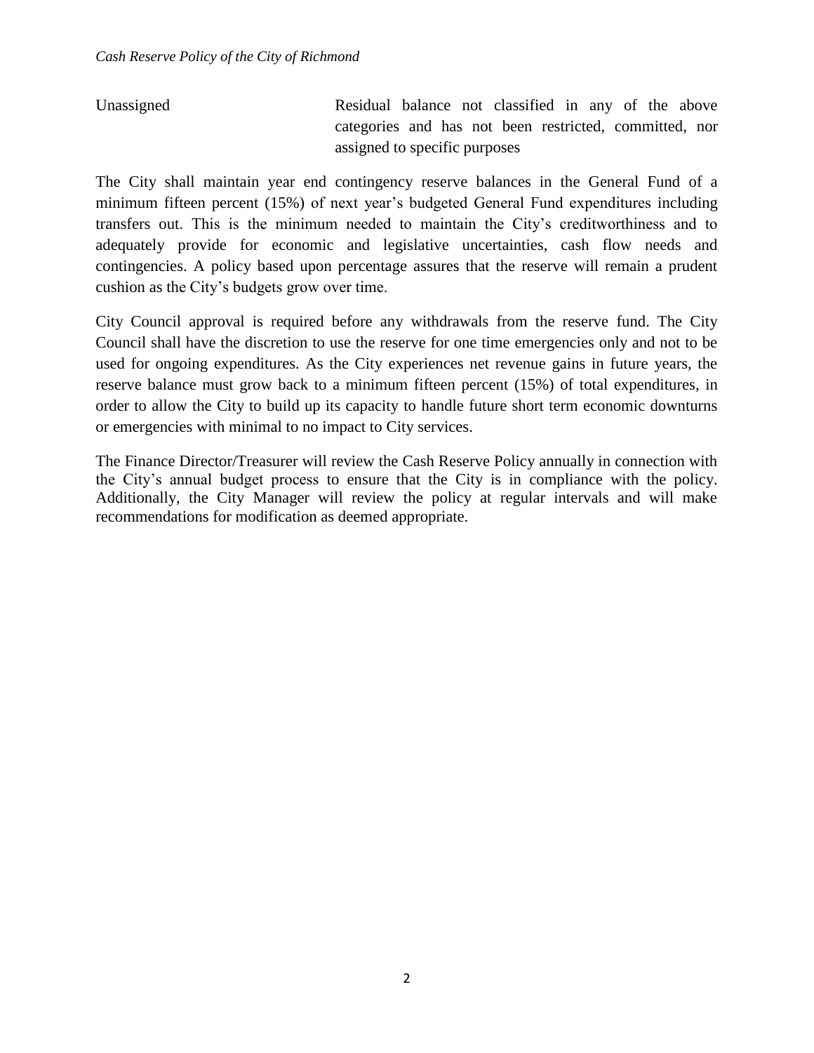| | |
|---|---|
| Unassigned | Residual balance not classified in any of the above categories and has not been restricted, committed, nor assigned to specific purposes |

The City shall maintain year end contingency reserve balances in the General Fund of a minimum fifteen percent (15%) of next year's budgeted General Fund expenditures including transfers out. This is the minimum needed to maintain the City's creditworthiness and to adequately provide for economic and legislative uncertainties, cash flow needs and contingencies. A policy based upon percentage assures that the reserve will remain a prudent cushion as the City's budgets grow over time.

City Council approval is required before any withdrawals from the reserve fund. The City Council shall have the discretion to use the reserve for one time emergencies only and not to be used for ongoing expenditures. As the City experiences net revenue gains in future years, the reserve balance must grow back to a minimum fifteen percent (15%) of total expenditures, in order to allow the City to build up its capacity to handle future short term economic downturns or emergencies with minimal to no impact to City services.

The Finance Director/Treasurer will review the Cash Reserve Policy annually in connection with the City's annual budget process to ensure that the City is in compliance with the policy. Additionally, the City Manager will review the policy at regular intervals and will make recommendations for modification as deemed appropriate.